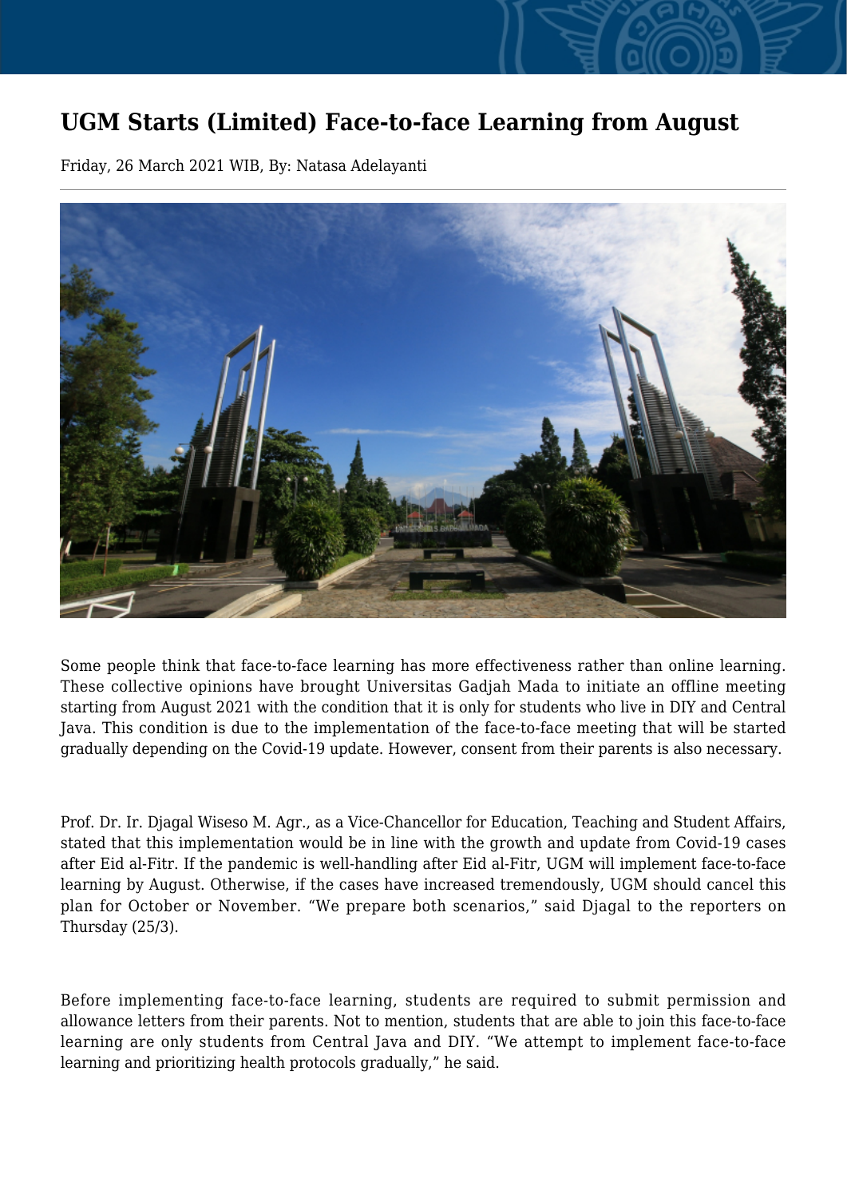# UGM Starts (Limited) Face-to-face Learning from August

Friday, 26 March 2021 WIB, By: Natasa Adelayanti

Some people think that face-to-face learning has more effectiveness rather than online learning. These collective opinions have brought Universitas Gadjah Mada to initiate an offline meeting starting from August 2021 with the condition that it is only for students who live in DIY and Central Java. This condition is due to the implementation of the face-to-face meeting that will be started gradually depending on the Covid-19 update. However, consent from their parents is also necessary.

Prof. Dr. Ir. Djagal Wiseso M. Agr., as a Vice-Chancellor for Education, Teaching and Student Affairs, stated that this implementation would be in line with the growth and update from Covid-19 cases after Eid al-Fitr. If the pandemic is well-handling after Eid al-Fitr, UGM will implement face-to-face learning by August. Otherwise, if the cases have increased tremendously, UGM should cancel this plan for October or November. "We prepare both scenarios," said Djagal to the reporters on Thursday (25/3).

Before implementing face-to-face learning, students are required to submit permission and allowance letters from their parents. Not to mention, students that are able to join this face-to-face learning are only students from Central Java and DIY. "We attempt to implement face-to-face learning and prioritizing health protocols gradually," he said.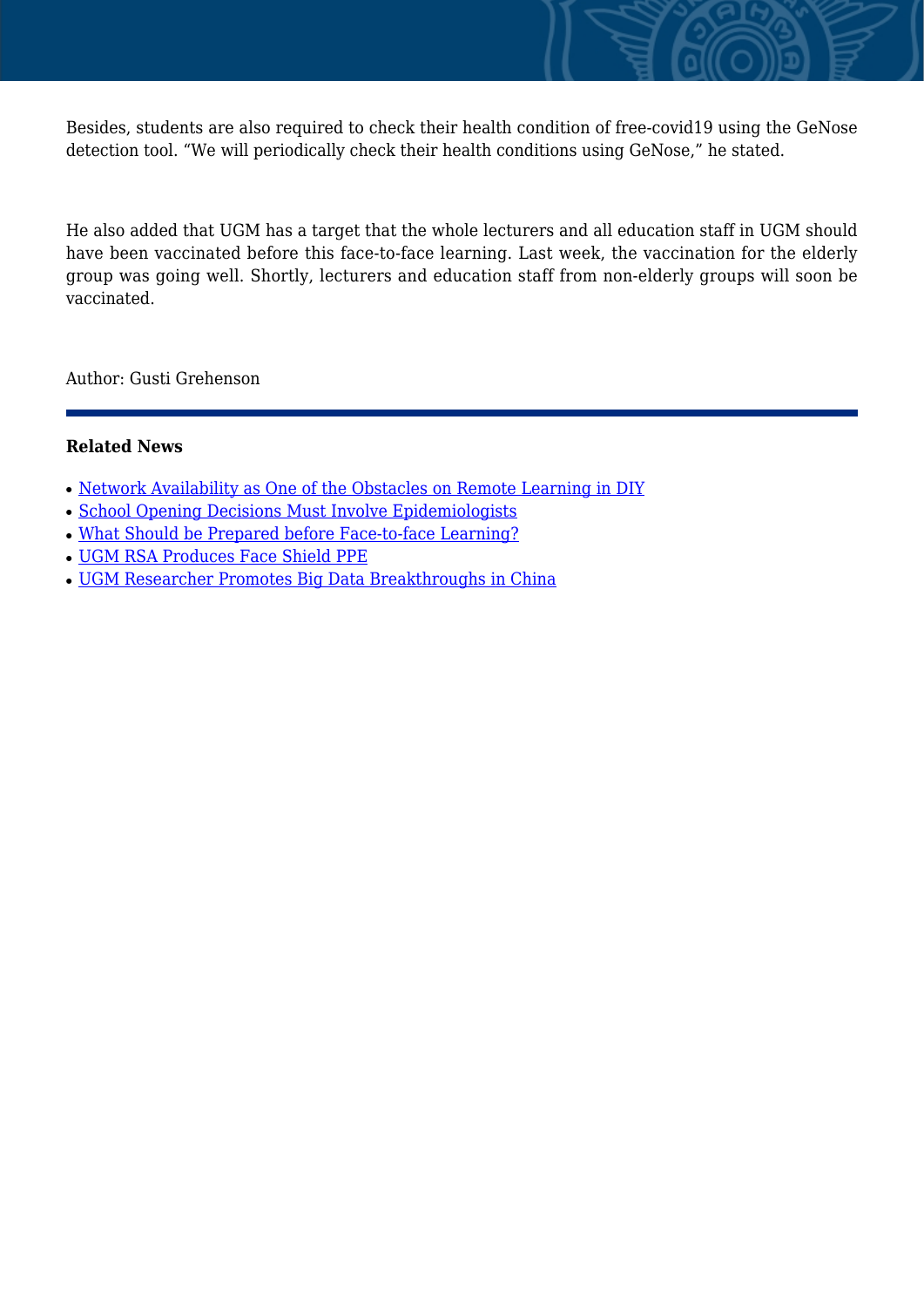Besides, students are also required to check their health condition of free-covid19 using the GeNose detection tool. "We will periodically check their health conditions using GeNose," he stated.

He also added that UGM has a target that the whole lecturers and all education staff in UGM should have been vaccinated before this face-to-face learning. Last week, the vaccination for the elderly group was going well. Shortly, lecturers and education staff from non-elderly groups will soon be vaccinated.

Author: Gusti Grehenson

---

**Related News**

- Network Availability as One of the Obstacles on Remote Learning in DIY
- School Opening Decisions Must Involve Epidemiologists
- What Should be Prepared before Face-to-face Learning?
- UGM RSA Produces Face Shield PPE
- UGM Researcher Promotes Big Data Breakthroughs in China